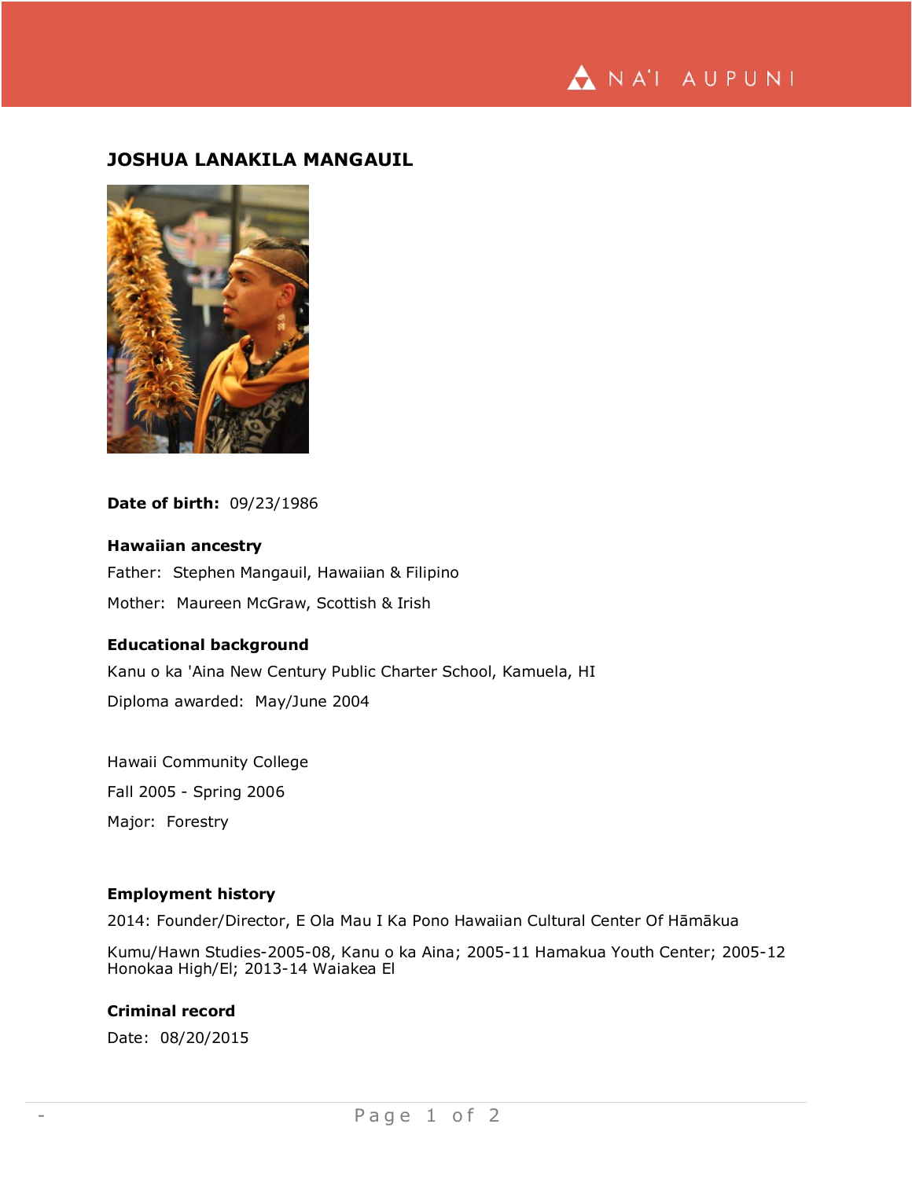## JOSHUA LANAKILA MANGAUIL

**Date of birth:** 09/23/1986

**Hawaiian ancestry**

Father: Stephen Mangauil, Hawaiian & Filipino

Mother: Maureen McGraw, Scottish & Irish

**Educational background**

Kanu o ka 'Aina New Century Public Charter School, Kamuela, HI

Diploma awarded: May/June 2004

Hawaii Community College

Fall 2005 - Spring 2006

Major: Forestry

**Employment history**

2014: Founder/Director, E Ola Mau I Ka Pono Hawaiian Cultural Center Of Hāmākua

Kumu/Hawn Studies-2005-08, Kanu o ka Aina; 2005-11 Hamakua Youth Center; 2005-12 Honokaa High/El; 2013-14 Waiakea El

**Criminal record**

Date: 08/20/2015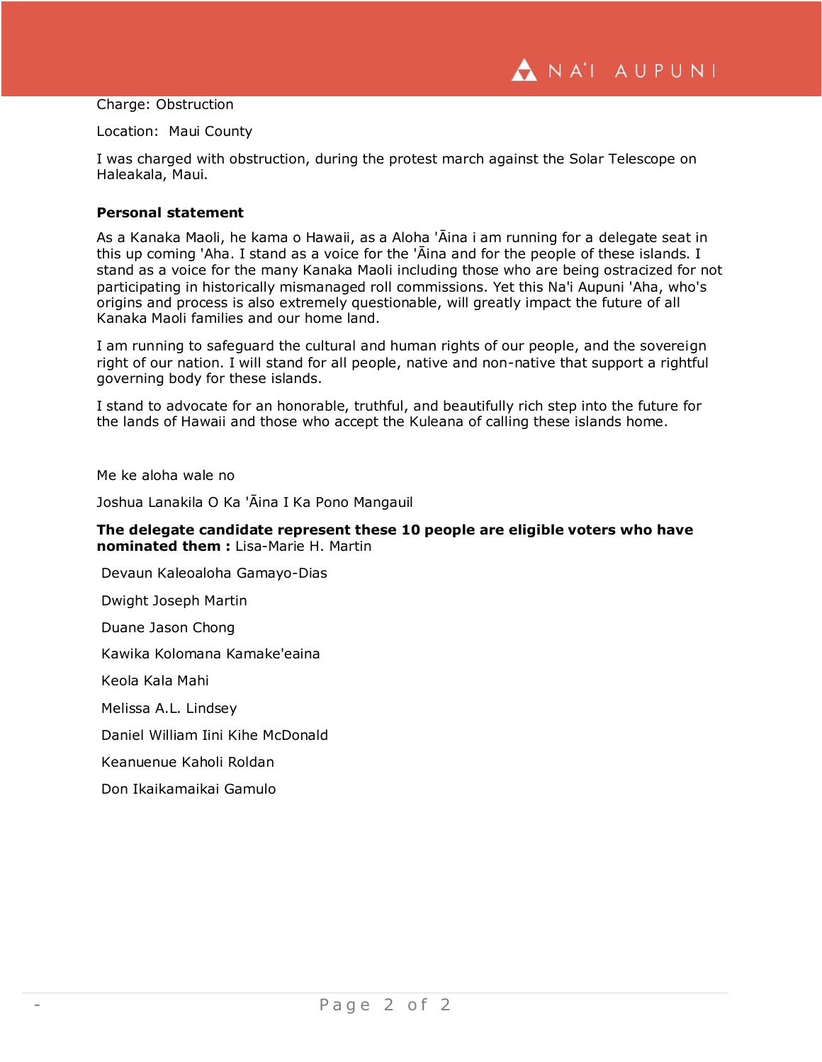Charge: Obstruction

Location: Maui County

I was charged with obstruction, during the protest march against the Solar Telescope on Haleakala, Maui.

**Personal statement**

As a Kanaka Maoli, he kama o Hawaii, as a Aloha 'Āina i am running for a delegate seat in this up coming 'Aha. I stand as a voice for the 'Āina and for the people of these islands. I stand as a voice for the many Kanaka Maoli including those who are being ostracized for not participating in historically mismanaged roll commissions. Yet this Na'i Aupuni 'Aha, who's origins and process is also extremely questionable, will greatly impact the future of all Kanaka Maoli families and our home land.

I am running to safeguard the cultural and human rights of our people, and the sovereign right of our nation. I will stand for all people, native and non-native that support a rightful governing body for these islands.

I stand to advocate for an honorable, truthful, and beautifully rich step into the future for the lands of Hawaii and those who accept the Kuleana of calling these islands home.

Me ke aloha wale no

Joshua Lanakila O Ka 'Āina I Ka Pono Mangauil

**The delegate candidate represent these 10 people are eligible voters who have nominated them :** Lisa-Marie H. Martin

Devaun Kaleoaloha Gamayo-Dias

Dwight Joseph Martin

Duane Jason Chong

Kawika Kolomana Kamake'eaina

Keola Kala Mahi

Melissa A.L. Lindsey

Daniel William Iini Kihe McDonald

Keanuenue Kaholi Roldan

Don Ikaikamaikai Gamulo